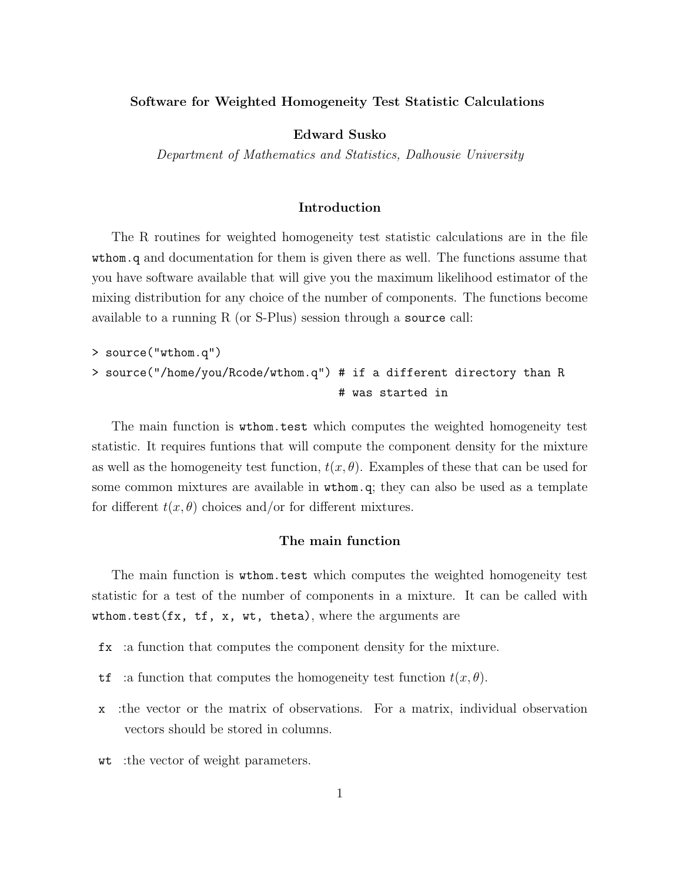# Software for Weighted Homogeneity Test Statistic Calculations

**Edward Susko**

*Department of Mathematics and Statistics, Dalhousie University*

## Introduction

The R routines for weighted homogeneity test statistic calculations are in the file `wthom.q` and documentation for them is given there as well. The functions assume that you have software available that will give you the maximum likelihood estimator of the mixing distribution for any choice of the number of components. The functions become available to a running R (or S-Plus) session through a `source` call:

```
> source("wthom.q")
> source("/home/you/Rcode/wthom.q") # if a different directory than R
                                    # was started in
```

The main function is `wthom.test` which computes the weighted homogeneity test statistic. It requires funtions that will compute the component density for the mixture as well as the homogeneity test function, $t(x, \theta)$. Examples of these that can be used for some common mixtures are available in `wthom.q`; they can also be used as a template for different $t(x, \theta)$ choices and/or for different mixtures.

## The main function

The main function is `wthom.test` which computes the weighted homogeneity test statistic for a test of the number of components in a mixture. It can be called with `wthom.test(fx, tf, x, wt, theta)`, where the arguments are

- `fx` :a function that computes the component density for the mixture.
- `tf` :a function that computes the homogeneity test function $t(x, \theta)$.
- `x` :the vector or the matrix of observations. For a matrix, individual observation vectors should be stored in columns.
- `wt` :the vector of weight parameters.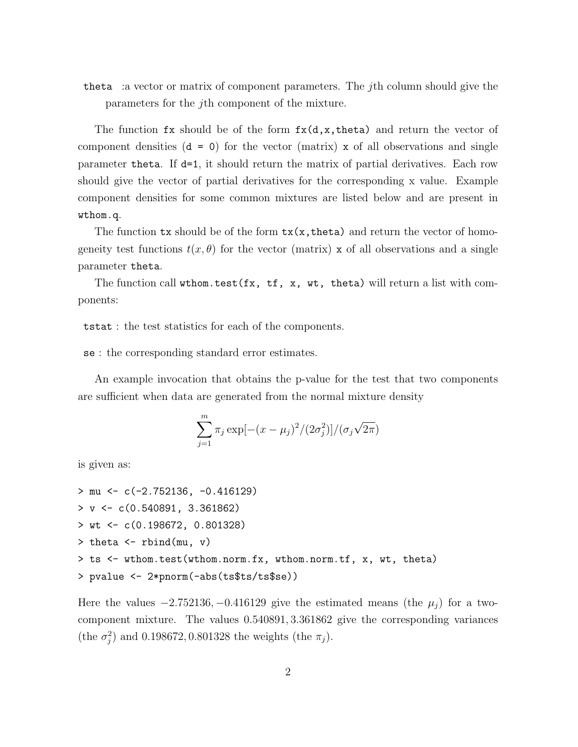**theta** :a vector or matrix of component parameters. The $j$th column should give the parameters for the $j$th component of the mixture.

The function `fx` should be of the form `fx(d,x,theta)` and return the vector of component densities (`d = 0`) for the vector (matrix) `x` of all observations and single parameter `theta`. If `d=1`, it should return the matrix of partial derivatives. Each row should give the vector of partial derivatives for the corresponding x value. Example component densities for some common mixtures are listed below and are present in `wthom.q`.

The function `tx` should be of the form `tx(x,theta)` and return the vector of homogeneity test functions $t(x, \theta)$ for the vector (matrix) `x` of all observations and a single parameter `theta`.

The function call `wthom.test(fx, tf, x, wt, theta)` will return a list with components:

**tstat** : the test statistics for each of the components.

**se** : the corresponding standard error estimates.

An example invocation that obtains the p-value for the test that two components are sufficient when data are generated from the normal mixture density

$$\sum_{j=1}^{m} \pi_j \exp[-(x - \mu_j)^2/(2\sigma_j^2)]/(\sigma_j \sqrt{2\pi})$$

is given as:

```
> mu <- c(-2.752136, -0.416129)
> v <- c(0.540891, 3.361862)
> wt <- c(0.198672, 0.801328)
> theta <- rbind(mu, v)
> ts <- wthom.test(wthom.norm.fx, wthom.norm.tf, x, wt, theta)
> pvalue <- 2*pnorm(-abs(ts$ts/ts$se))
```

Here the values $-2.752136, -0.416129$ give the estimated means (the $\mu_j$) for a two-component mixture. The values $0.540891, 3.361862$ give the corresponding variances (the $\sigma_j^2$) and $0.198672, 0.801328$ the weights (the $\pi_j$).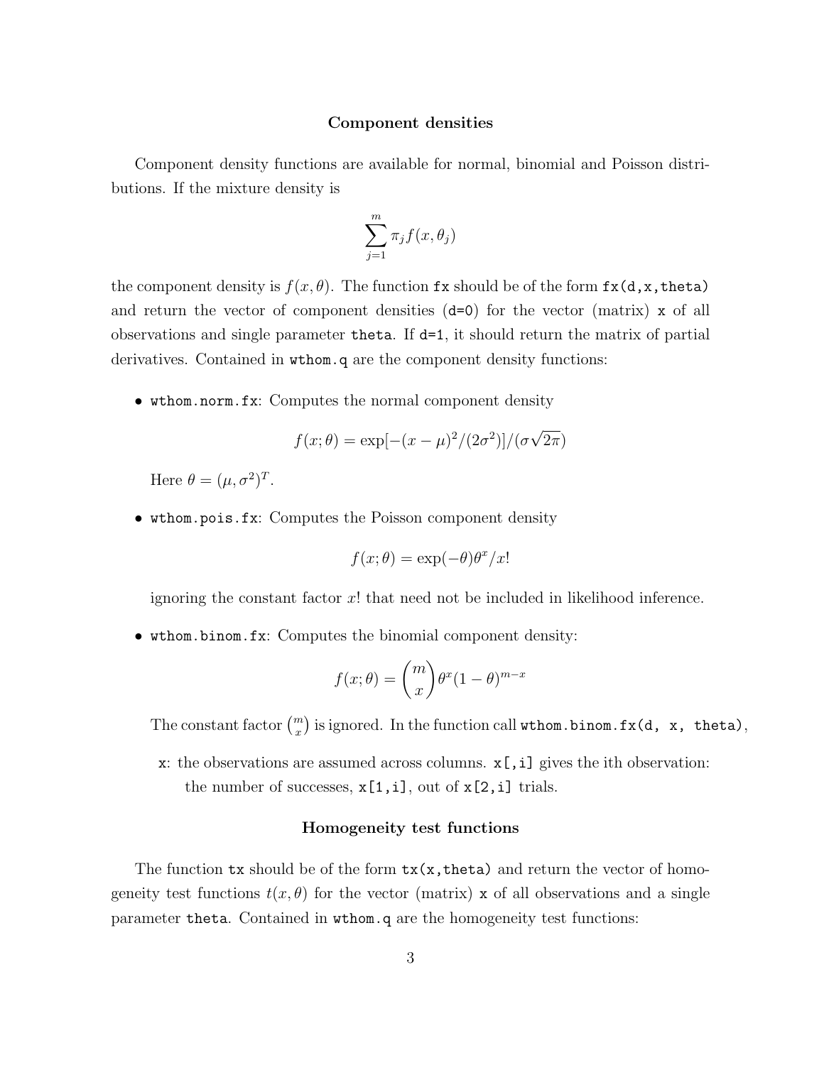### Component densities

Component density functions are available for normal, binomial and Poisson distributions. If the mixture density is

$$\sum_{j=1}^{m} \pi_j f(x, \theta_j)$$

the component density is $f(x, \theta)$. The function `fx` should be of the form `fx(d,x,theta)` and return the vector of component densities (`d=0`) for the vector (matrix) `x` of all observations and single parameter `theta`. If `d=1`, it should return the matrix of partial derivatives. Contained in `wthom.q` are the component density functions:

- `wthom.norm.fx`: Computes the normal component density

  $$f(x; \theta) = \exp[-(x - \mu)^2/(2\sigma^2)]/(\sigma\sqrt{2\pi})$$

  Here $\theta = (\mu, \sigma^2)^T$.

- `wthom.pois.fx`: Computes the Poisson component density

  $$f(x; \theta) = \exp(-\theta)\theta^x/x!$$

  ignoring the constant factor $x!$ that need not be included in likelihood inference.

- `wthom.binom.fx`: Computes the binomial component density:

  $$f(x; \theta) = \binom{m}{x} \theta^x (1 - \theta)^{m-x}$$

  The constant factor $\binom{m}{x}$ is ignored. In the function call `wthom.binom.fx(d, x, theta)`,

  `x`: the observations are assumed across columns. `x[,i]` gives the ith observation: the number of successes, `x[1,i]`, out of `x[2,i]` trials.

### Homogeneity test functions

The function `tx` should be of the form `tx(x,theta)` and return the vector of homogeneity test functions $t(x, \theta)$ for the vector (matrix) `x` of all observations and a single parameter `theta`. Contained in `wthom.q` are the homogeneity test functions: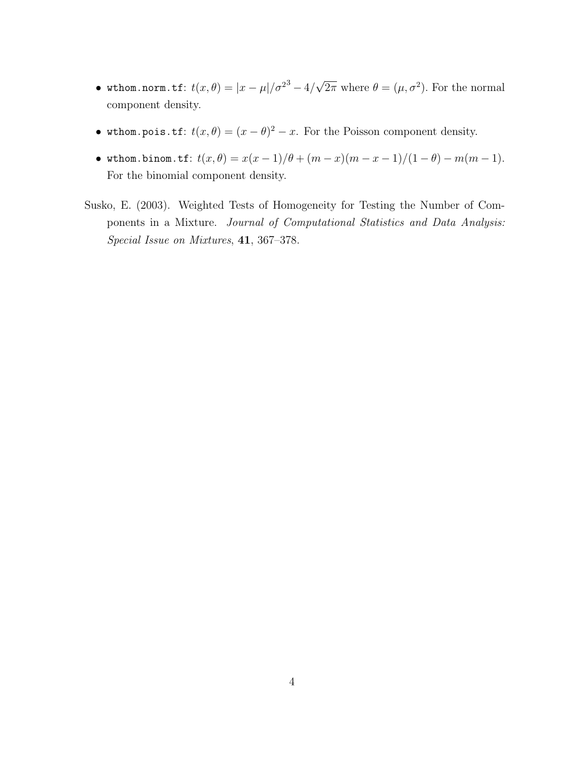- `wthom.norm.tf`: $t(x, \theta) = |x - \mu|/\sigma^{2^3} - 4/\sqrt{2\pi}$ where $\theta = (\mu, \sigma^2)$. For the normal component density.
- `wthom.pois.tf`: $t(x, \theta) = (x - \theta)^2 - x$. For the Poisson component density.
- `wthom.binom.tf`: $t(x, \theta) = x(x-1)/\theta + (m-x)(m-x-1)/(1-\theta) - m(m-1)$. For the binomial component density.

Susko, E. (2003). Weighted Tests of Homogeneity for Testing the Number of Components in a Mixture. *Journal of Computational Statistics and Data Analysis: Special Issue on Mixtures*, **41**, 367–378.